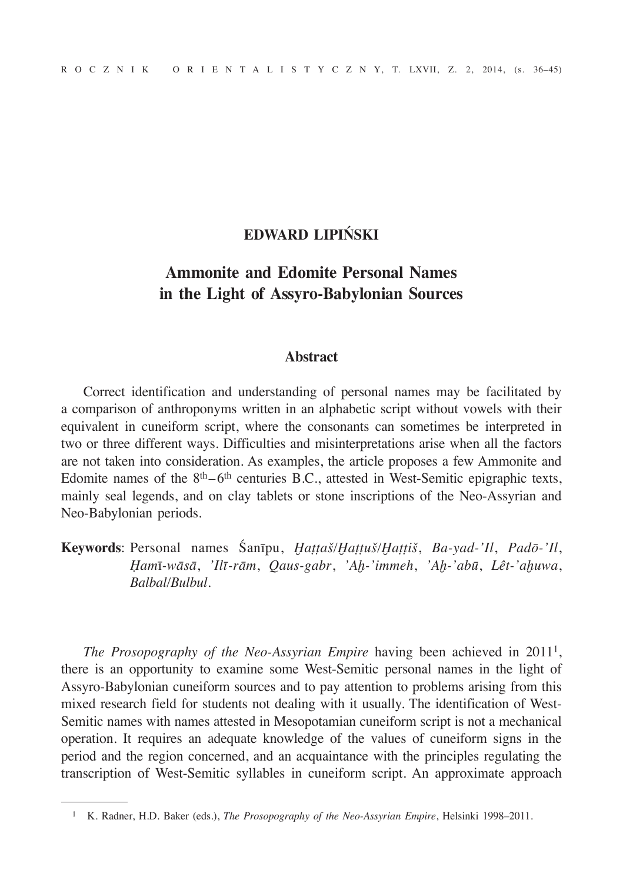**EDWARD LIPIŃSKI**

# Ammonite and Edomite Personal Names in the Light of Assyro-Babylonian Sources

## Abstract

Correct identification and understanding of personal names may be facilitated by a comparison of anthroponyms written in an alphabetic script without vowels with their equivalent in cuneiform script, where the consonants can sometimes be interpreted in two or three different ways. Difficulties and misinterpretations arise when all the factors are not taken into consideration. As examples, the article proposes a few Ammonite and Edomite names of the 8th–6th centuries B.C., attested in West-Semitic epigraphic texts, mainly seal legends, and on clay tablets or stone inscriptions of the Neo-Assyrian and Neo-Babylonian periods.

**Keywords**: Personal names Śanīpu, *Ḫaṭṭaš*/*Ḫaṭṭuš*/*Ḫaṭṭiš*, *Ba-yad-'Il*, *Padō-'Il*, *Ḥamī-wāsā*, *'Ilī-rām*, *Qaus-gabr*, *'Aḫ-'immeh*, *'Aḫ-'abū*, *Lêt-'aḫuwa*, *Balbal*/*Bulbul*.

*The Prosopography of the Neo-Assyrian Empire* having been achieved in 2011[1], there is an opportunity to examine some West-Semitic personal names in the light of Assyro-Babylonian cuneiform sources and to pay attention to problems arising from this mixed research field for students not dealing with it usually. The identification of West-Semitic names with names attested in Mesopotamian cuneiform script is not a mechanical operation. It requires an adequate knowledge of the values of cuneiform signs in the period and the region concerned, and an acquaintance with the principles regulating the transcription of West-Semitic syllables in cuneiform script. An approximate approach

---

[1] K. Radner, H.D. Baker (eds.), *The Prosopography of the Neo-Assyrian Empire*, Helsinki 1998–2011.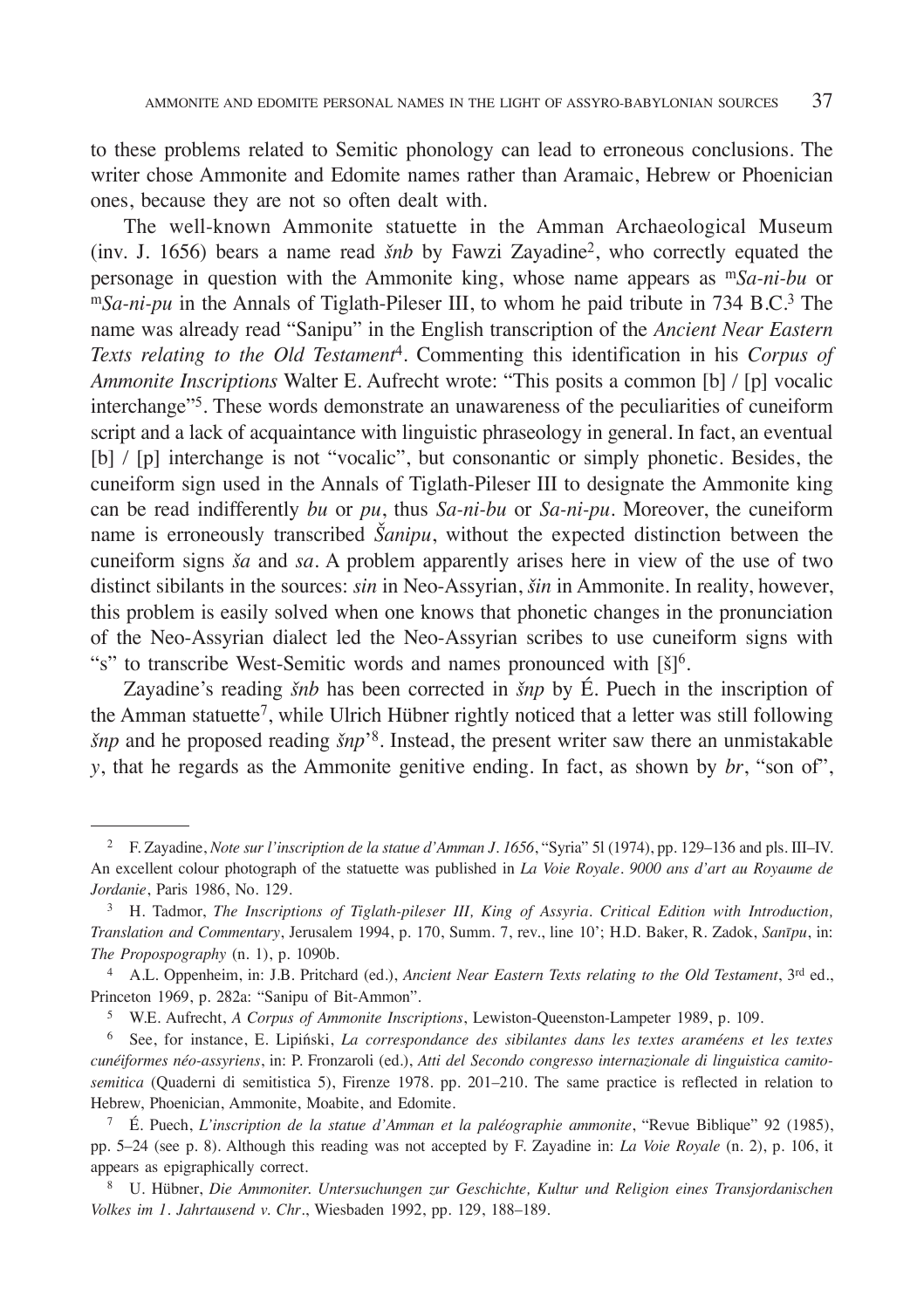to these problems related to Semitic phonology can lead to erroneous conclusions. The writer chose Ammonite and Edomite names rather than Aramaic, Hebrew or Phoenician ones, because they are not so often dealt with.

The well-known Ammonite statuette in the Amman Archaeological Museum (inv. J. 1656) bears a name read *šnb* by Fawzi Zayadine[2], who correctly equated the personage in question with the Ammonite king, whose name appears as m*Sa-ni-bu* or m*Sa-ni-pu* in the Annals of Tiglath-Pileser III, to whom he paid tribute in 734 B.C.[3] The name was already read "Sanipu" in the English transcription of the *Ancient Near Eastern Texts relating to the Old Testament*[4]. Commenting this identification in his *Corpus of Ammonite Inscriptions* Walter E. Aufrecht wrote: "This posits a common [b] / [p] vocalic interchange"[5]. These words demonstrate an unawareness of the peculiarities of cuneiform script and a lack of acquaintance with linguistic phraseology in general. In fact, an eventual [b] / [p] interchange is not "vocalic", but consonantic or simply phonetic. Besides, the cuneiform sign used in the Annals of Tiglath-Pileser III to designate the Ammonite king can be read indifferently *bu* or *pu*, thus *Sa-ni-bu* or *Sa-ni-pu*. Moreover, the cuneiform name is erroneously transcribed *Šanipu*, without the expected distinction between the cuneiform signs *ša* and *sa*. A problem apparently arises here in view of the use of two distinct sibilants in the sources: *sin* in Neo-Assyrian, *šin* in Ammonite. In reality, however, this problem is easily solved when one knows that phonetic changes in the pronunciation of the Neo-Assyrian dialect led the Neo-Assyrian scribes to use cuneiform signs with "s" to transcribe West-Semitic words and names pronounced with [š][6].

Zayadine's reading *šnb* has been corrected in *šnp* by É. Puech in the inscription of the Amman statuette[7], while Ulrich Hübner rightly noticed that a letter was still following *šnp* and he proposed reading *šnp*'[8]. Instead, the present writer saw there an unmistakable *y*, that he regards as the Ammonite genitive ending. In fact, as shown by *br*, "son of",

---

[2] F. Zayadine, *Note sur l'inscription de la statue d'Amman J. 1656*, "Syria" 51 (1974), pp. 129–136 and pls. III–IV. An excellent colour photograph of the statuette was published in *La Voie Royale. 9000 ans d'art au Royaume de Jordanie*, Paris 1986, No. 129.

[3] H. Tadmor, *The Inscriptions of Tiglath-pileser III, King of Assyria. Critical Edition with Introduction, Translation and Commentary*, Jerusalem 1994, p. 170, Summ. 7, rev., line 10'; H.D. Baker, R. Zadok, *Sanīpu*, in: *The Propospography* (n. 1), p. 1090b.

[4] A.L. Oppenheim, in: J.B. Pritchard (ed.), *Ancient Near Eastern Texts relating to the Old Testament*, 3rd ed., Princeton 1969, p. 282a: "Sanipu of Bit-Ammon".

[5] W.E. Aufrecht, *A Corpus of Ammonite Inscriptions*, Lewiston-Queenston-Lampeter 1989, p. 109.

[6] See, for instance, E. Lipiński, *La correspondance des sibilantes dans les textes araméens et les textes cunéiformes néo-assyriens*, in: P. Fronzaroli (ed.), *Atti del Secondo congresso internazionale di linguistica camito-semitica* (Quaderni di semitistica 5), Firenze 1978. pp. 201–210. The same practice is reflected in relation to Hebrew, Phoenician, Ammonite, Moabite, and Edomite.

[7] É. Puech, *L'inscription de la statue d'Amman et la paléographie ammonite*, "Revue Biblique" 92 (1985), pp. 5–24 (see p. 8). Although this reading was not accepted by F. Zayadine in: *La Voie Royale* (n. 2), p. 106, it appears as epigraphically correct.

[8] U. Hübner, *Die Ammoniter. Untersuchungen zur Geschichte, Kultur und Religion eines Transjordanischen Volkes im 1. Jahrtausend v. Chr*., Wiesbaden 1992, pp. 129, 188–189.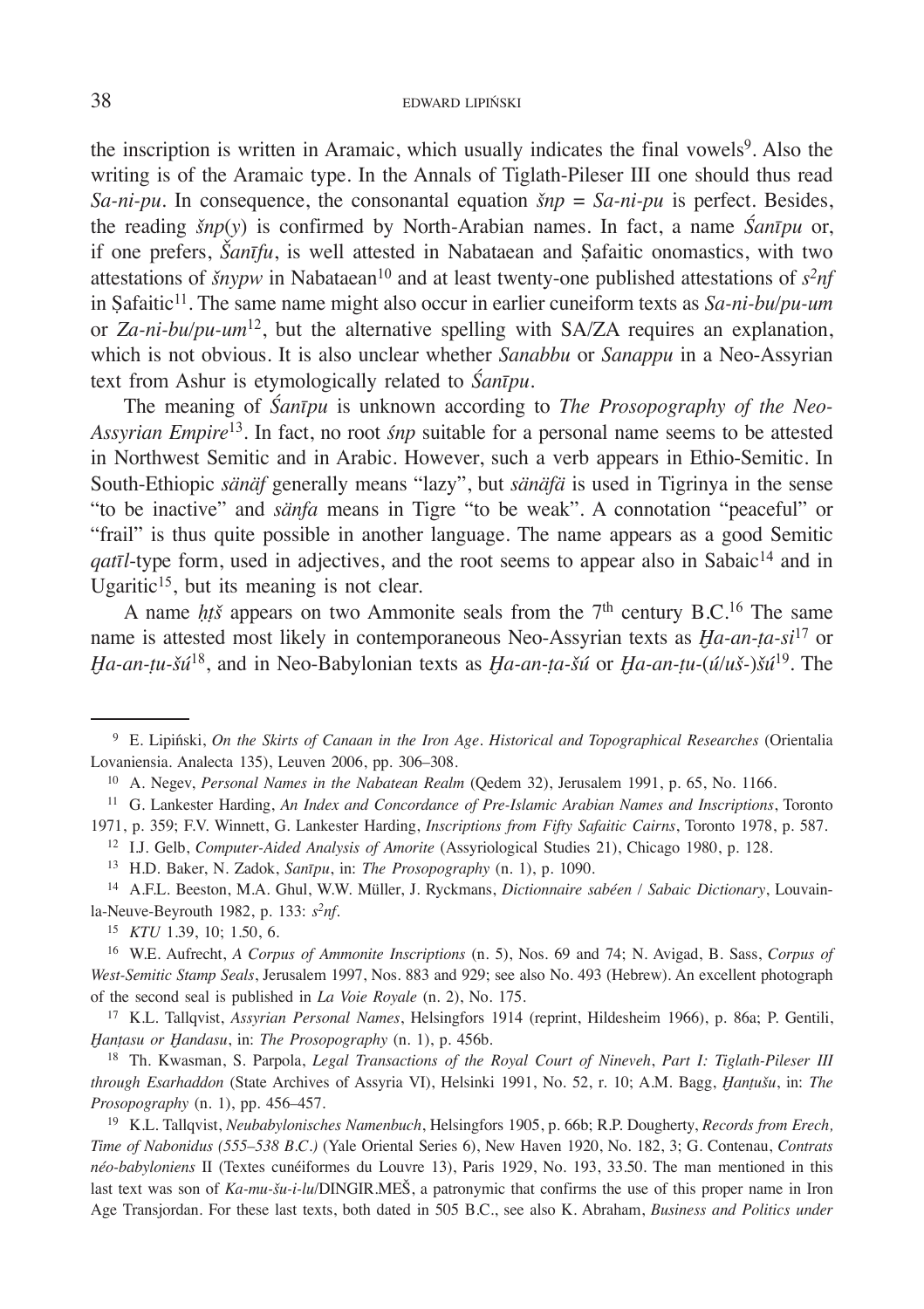the inscription is written in Aramaic, which usually indicates the final vowels[9]. Also the writing is of the Aramaic type. In the Annals of Tiglath-Pileser III one should thus read *Sa-ni-pu*. In consequence, the consonantal equation *šnp* = *Sa-ni-pu* is perfect. Besides, the reading *šnp*(*y*) is confirmed by North-Arabian names. In fact, a name *Śanīpu* or, if one prefers, *Šanīfu*, is well attested in Nabataean and Ṣafaitic onomastics, with two attestations of *šnypw* in Nabataean[10] and at least twenty-one published attestations of *s²nf* in Ṣafaitic[11]. The same name might also occur in earlier cuneiform texts as *Sa-ni-bu*/*pu-um* or *Za-ni-bu*/*pu-um*[12], but the alternative spelling with SA/ZA requires an explanation, which is not obvious. It is also unclear whether *Sanabbu* or *Sanappu* in a Neo-Assyrian text from Ashur is etymologically related to *Śanīpu*.

The meaning of *Śanīpu* is unknown according to *The Prosopography of the Neo-Assyrian Empire*[13]. In fact, no root *śnp* suitable for a personal name seems to be attested in Northwest Semitic and in Arabic. However, such a verb appears in Ethio-Semitic. In South-Ethiopic *sänäf* generally means "lazy", but *sänäfä* is used in Tigrinya in the sense "to be inactive" and *sänfa* means in Tigre "to be weak". A connotation "peaceful" or "frail" is thus quite possible in another language. The name appears as a good Semitic *qatīl*-type form, used in adjectives, and the root seems to appear also in Sabaic[14] and in Ugaritic[15], but its meaning is not clear.

A name *ḥṭš* appears on two Ammonite seals from the 7th century B.C.[16] The same name is attested most likely in contemporaneous Neo-Assyrian texts as *Ḫa-an-ṭa-si*[17] or *Ḫa-an-ṭu-šú*[18], and in Neo-Babylonian texts as *Ḫa-an-ṭa-šú* or *Ḫa-an-ṭu-*(*ú*/*uš*-)*šú*[19]. The

---

[9] E. Lipiński, *On the Skirts of Canaan in the Iron Age. Historical and Topographical Researches* (Orientalia Lovaniensia. Analecta 135), Leuven 2006, pp. 306–308.

[10] A. Negev, *Personal Names in the Nabatean Realm* (Qedem 32), Jerusalem 1991, p. 65, No. 1166.

[11] G. Lankester Harding, *An Index and Concordance of Pre-Islamic Arabian Names and Inscriptions*, Toronto 1971, p. 359; F.V. Winnett, G. Lankester Harding, *Inscriptions from Fifty Safaitic Cairns*, Toronto 1978, p. 587.

[12] I.J. Gelb, *Computer-Aided Analysis of Amorite* (Assyriological Studies 21), Chicago 1980, p. 128.

[13] H.D. Baker, N. Zadok, *Sanīpu*, in: *The Prosopography* (n. 1), p. 1090.

[14] A.F.L. Beeston, M.A. Ghul, W.W. Müller, J. Ryckmans, *Dictionnaire sabéen / Sabaic Dictionary*, Louvain-la-Neuve-Beyrouth 1982, p. 133: *s²nf*.

[15] *KTU* 1.39, 10; 1.50, 6.

[16] W.E. Aufrecht, *A Corpus of Ammonite Inscriptions* (n. 5), Nos. 69 and 74; N. Avigad, B. Sass, *Corpus of West-Semitic Stamp Seals*, Jerusalem 1997, Nos. 883 and 929; see also No. 493 (Hebrew). An excellent photograph of the second seal is published in *La Voie Royale* (n. 2), No. 175.

[17] K.L. Tallqvist, *Assyrian Personal Names*, Helsingfors 1914 (reprint, Hildesheim 1966), p. 86a; P. Gentili, *Ḫanṭasu or Ḫandasu*, in: *The Prosopography* (n. 1), p. 456b.

[18] Th. Kwasman, S. Parpola, *Legal Transactions of the Royal Court of Nineveh, Part I: Tiglath-Pileser III through Esarhaddon* (State Archives of Assyria VI), Helsinki 1991, No. 52, r. 10; A.M. Bagg, *Ḫanṭušu*, in: *The Prosopography* (n. 1), pp. 456–457.

[19] K.L. Tallqvist, *Neubabylonisches Namenbuch*, Helsingfors 1905, p. 66b; R.P. Dougherty, *Records from Erech, Time of Nabonidus (555–538 B.C.)* (Yale Oriental Series 6), New Haven 1920, No. 182, 3; G. Contenau, *Contrats néo-babyloniens* II (Textes cunéiformes du Louvre 13), Paris 1929, No. 193, 33.50. The man mentioned in this last text was son of *Ka-mu-šu-i-lu*/DINGIR.MEŠ, a patronymic that confirms the use of this proper name in Iron Age Transjordan. For these last texts, both dated in 505 B.C., see also K. Abraham, *Business and Politics under*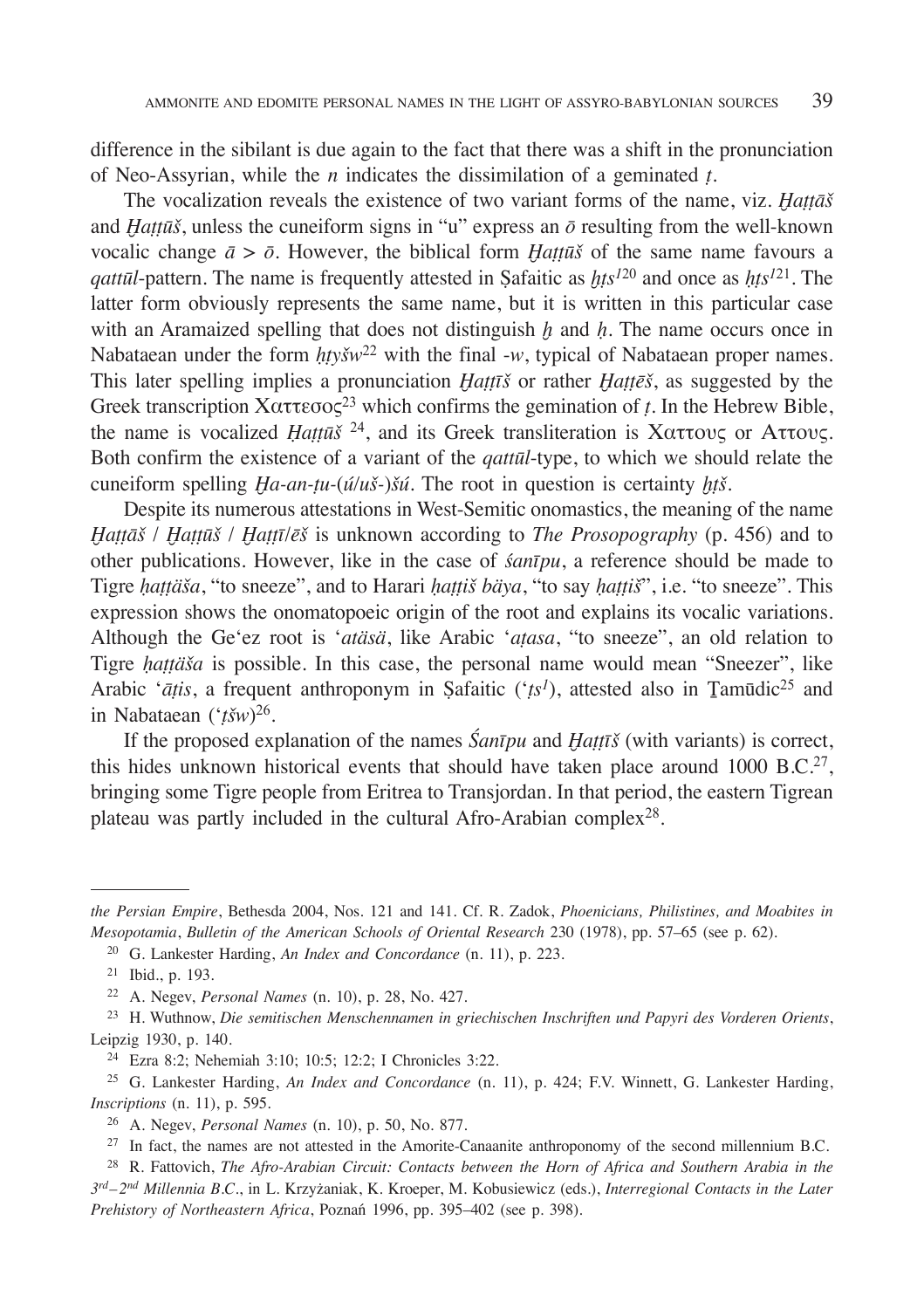difference in the sibilant is due again to the fact that there was a shift in the pronunciation of Neo-Assyrian, while the *n* indicates the dissimilation of a geminated *ṭ*.

The vocalization reveals the existence of two variant forms of the name, viz. *Ḫaṭṭāš* and *Ḫaṭṭūš*, unless the cuneiform signs in "u" express an *ō* resulting from the well-known vocalic change *ā* > *ō*. However, the biblical form *Ḫaṭṭūš* of the same name favours a *qattūl*-pattern. The name is frequently attested in Ṣafaitic as *ḫṭs¹*[20] and once as *ḥṭs¹*[21]. The latter form obviously represents the same name, but it is written in this particular case with an Aramaized spelling that does not distinguish *ḫ* and *ḥ*. The name occurs once in Nabataean under the form *ḥṭyšw*[22] with the final *-w*, typical of Nabataean proper names. This later spelling implies a pronunciation *Ḫaṭṭīš* or rather *Ḫaṭṭēš*, as suggested by the Greek transcription Χαττεσος[23] which confirms the gemination of *ṭ*. In the Hebrew Bible, the name is vocalized *Ḥaṭṭūš*[24], and its Greek transliteration is Χαττους or Αττους. Both confirm the existence of a variant of the *qattūl*-type, to which we should relate the cuneiform spelling *Ḫa-an-ṭu-*(*ú*/*uš-*)*šú*. The root in question is certainty *ḫṭš*.

Despite its numerous attestations in West-Semitic onomastics, the meaning of the name *Ḫaṭṭāš* / *Ḫaṭṭūš* / *Ḫaṭṭī*/*ēš* is unknown according to *The Prosopography* (p. 456) and to other publications. However, like in the case of *śanīpu*, a reference should be made to Tigre *ḥaṭṭäša*, "to sneeze", and to Harari *ḥaṭṭiš bäya*, "to say *ḥaṭṭiš*", i.e. "to sneeze". This expression shows the onomatopoeic origin of the root and explains its vocalic variations. Although the Ge'ez root is '*atäsä*, like Arabic '*aṭasa*, "to sneeze", an old relation to Tigre *ḥaṭṭäša* is possible. In this case, the personal name would mean "Sneezer", like Arabic '*āṭis*, a frequent anthroponym in Ṣafaitic ('*ṭs¹*), attested also in Ṯamūdic[25] and in Nabataean ('*ṭšw*)[26].

If the proposed explanation of the names *Śanīpu* and *Ḫaṭṭīš* (with variants) is correct, this hides unknown historical events that should have taken place around 1000 B.C.[27], bringing some Tigre people from Eritrea to Transjordan. In that period, the eastern Tigrean plateau was partly included in the cultural Afro-Arabian complex[28].

---

*the Persian Empire*, Bethesda 2004, Nos. 121 and 141. Cf. R. Zadok, *Phoenicians, Philistines, and Moabites in Mesopotamia*, *Bulletin of the American Schools of Oriental Research* 230 (1978), pp. 57–65 (see p. 62).

[20] G. Lankester Harding, *An Index and Concordance* (n. 11), p. 223.

[21] Ibid., p. 193.

[22] A. Negev, *Personal Names* (n. 10), p. 28, No. 427.

[23] H. Wuthnow, *Die semitischen Menschennamen in griechischen Inschriften und Papyri des Vorderen Orients*, Leipzig 1930, p. 140.

[24] Ezra 8:2; Nehemiah 3:10; 10:5; 12:2; I Chronicles 3:22.

[25] G. Lankester Harding, *An Index and Concordance* (n. 11), p. 424; F.V. Winnett, G. Lankester Harding, *Inscriptions* (n. 11), p. 595.

[26] A. Negev, *Personal Names* (n. 10), p. 50, No. 877.

[27] In fact, the names are not attested in the Amorite-Canaanite anthroponomy of the second millennium B.C.

[28] R. Fattovich, *The Afro-Arabian Circuit: Contacts between the Horn of Africa and Southern Arabia in the 3rd–2nd Millennia B.C.*, in L. Krzyżaniak, K. Kroeper, M. Kobusiewicz (eds.), *Interregional Contacts in the Later Prehistory of Northeastern Africa*, Poznań 1996, pp. 395–402 (see p. 398).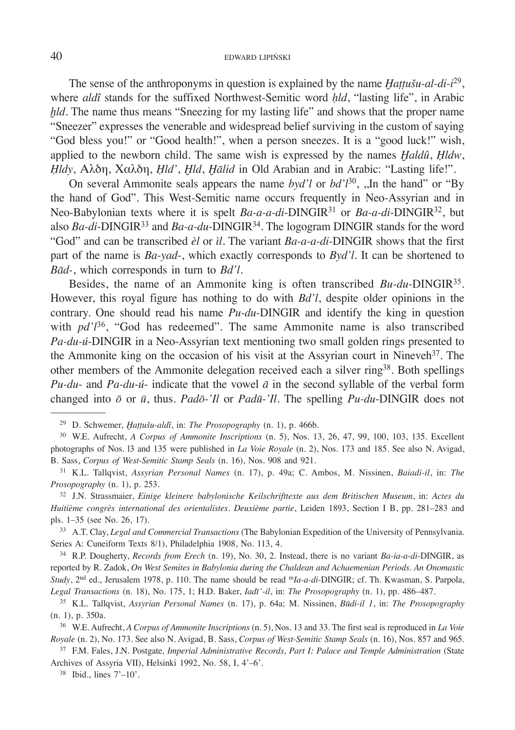The sense of the anthroponyms in question is explained by the name *Ḫaṭṭušu-al-di-i*[29], where *aldî* stands for the suffixed Northwest-Semitic word *ḥld*, "lasting life", in Arabic *ḫld*. The name thus means "Sneezing for my lasting life" and shows that the proper name "Sneezer" expresses the venerable and widespread belief surviving in the custom of saying "God bless you!" or "Good health!", when a person sneezes. It is a "good luck!" wish, applied to the newborn child. The same wish is expressed by the names *Ḫaldû*, *Ḥldw*, *Ḥldy*, Αλδη, Χαλδη, *Ḥld'*, *Ḫld*, *Ḫālid* in Old Arabian and in Arabic: "Lasting life!".

On several Ammonite seals appears the name *byd'l* or *bd'l*[30], „In the hand" or "By the hand of God". This West-Semitic name occurs frequently in Neo-Assyrian and in Neo-Babylonian texts where it is spelt *Ba-a-a-di*-DINGIR[31] or *Ba-a-di*-DINGIR[32], but also *Ba-di*-DINGIR[33] and *Ba-a-du*-DINGIR[34]. The logogram DINGIR stands for the word "God" and can be transcribed *èl* or *ìl*. The variant *Ba-a-a-di*-DINGIR shows that the first part of the name is *Ba-yad*-, which exactly corresponds to *Byd'l*. It can be shortened to *Bād*-, which corresponds in turn to *Bd'l*.

Besides, the name of an Ammonite king is often transcribed *Bu-du*-DINGIR[35]. However, this royal figure has nothing to do with *Bd'l*, despite older opinions in the contrary. One should read his name *Pu-du*-DINGIR and identify the king in question with *pd'l*[36], "God has redeemed". The same Ammonite name is also transcribed *Pa-du-ú*-DINGIR in a Neo-Assyrian text mentioning two small golden rings presented to the Ammonite king on the occasion of his visit at the Assyrian court in Nineveh[37]. The other members of the Ammonite delegation received each a silver ring[38]. Both spellings *Pu-du*- and *Pa-du-ú*- indicate that the vowel *ā* in the second syllable of the verbal form changed into *ō* or *ū*, thus. *Padō-'Il* or *Padū-'Il*. The spelling *Pu-du*-DINGIR does not

---

[29] D. Schwemer, *Ḫaṭṭušu-aldî*, in: *The Prosopography* (n. 1), p. 466b.

[30] W.E. Aufrecht, *A Corpus of Ammonite Inscriptions* (n. 5), Nos. 13, 26, 47, 99, 100, 103, 135. Excellent photographs of Nos. l3 and 135 were published in *La Voie Royale* (n. 2), Nos. 173 and 185. See also N. Avigad, B. Sass, *Corpus of West-Semitic Stamp Seals* (n. 16), Nos. 908 and 921.

[31] K.L. Tallqvist, *Assyrian Personal Names* (n. 17), p. 49a; C. Ambos, M. Nissinen, *Baiadi-il*, in: *The Prosopography* (n. 1), p. 253.

[32] J.N. Strassmaier, *Einige kleinere babylonische Keilschrifttexte aus dem Britischen Museum*, in: *Actes du Huitième congrès international des orientalistes. Deuxième partie*, Leiden 1893, Section I B, pp. 281–283 and pls. 1–35 (see No. 26, 17).

[33] A.T. Clay, *Legal and Commercial Transactions* (The Babylonian Expedition of the University of Pennsylvania. Series A: Cuneiform Texts 8/1), Philadelphia 1908, No. 113, 4.

[34] R.P. Dougherty, *Records from Erech* (n. 19), No. 30, 2. Instead, there is no variant *Ba-ia-a-di*-DINGIR, as reported by R. Zadok, *On West Semites in Babylonia during the Chaldean and Achaemenian Periods. An Onomastic Study*, 2nd ed., Jerusalem 1978, p. 110. The name should be read m*Ia-a-di*-DINGIR; cf. Th. Kwasman, S. Parpola, *Legal Transactions* (n. 18), No. 175, 1; H.D. Baker, *Iadī'-il*, in: *The Prosopography* (n. 1), pp. 486–487.

[35] K.L. Tallqvist, *Assyrian Personal Names* (n. 17), p. 64a; M. Nissinen, *Būdi-il 1*, in: *The Prosopography* (n. 1), p. 350a.

[36] W.E. Aufrecht, *A Corpus of Ammonite Inscriptions* (n. 5), Nos. 13 and 33. The first seal is reproduced in *La Voie Royale* (n. 2), No. 173. See also N. Avigad, B. Sass, *Corpus of West-Semitic Stamp Seals* (n. 16), Nos. 857 and 965.

[37] F.M. Fales, J.N. Postgate, *Imperial Administrative Records, Part I: Palace and Temple Administration* (State Archives of Assyria VII), Helsinki 1992, No. 58, I, 4'–6'.

[38] Ibid., lines 7'–10'.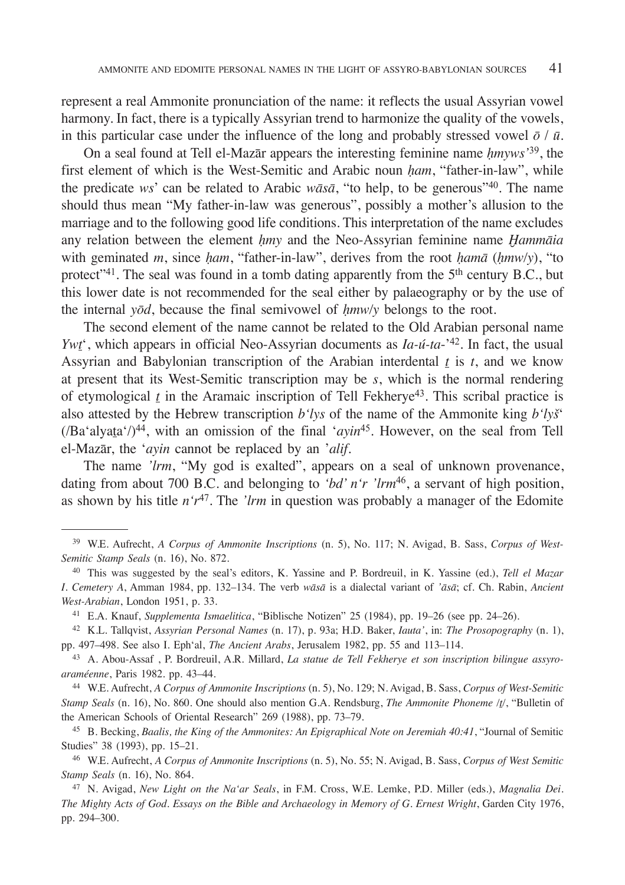represent a real Ammonite pronunciation of the name: it reflects the usual Assyrian vowel harmony. In fact, there is a typically Assyrian trend to harmonize the quality of the vowels, in this particular case under the influence of the long and probably stressed vowel *ō* / *ū*.

On a seal found at Tell el-Mazār appears the interesting feminine name *ḥmyws'*[39], the first element of which is the West-Semitic and Arabic noun *ḥam*, "father-in-law", while the predicate *ws'* can be related to Arabic *wāsā*, "to help, to be generous"[40]. The name should thus mean "My father-in-law was generous", possibly a mother's allusion to the marriage and to the following good life conditions. This interpretation of the name excludes any relation between the element *ḥmy* and the Neo-Assyrian feminine name *Ḫammāia* with geminated *m*, since *ḥam*, "father-in-law", derives from the root *ḥamā* (*ḥmw/y*), "to protect"[41]. The seal was found in a tomb dating apparently from the 5th century B.C., but this lower date is not recommended for the seal either by palaeography or by the use of the internal *yōd*, because the final semivowel of *ḥmw/y* belongs to the root.

The second element of the name cannot be related to the Old Arabian personal name *Ywṯ*', which appears in official Neo-Assyrian documents as *Ia-ú-ta-'*[42]. In fact, the usual Assyrian and Babylonian transcription of the Arabian interdental *ṯ* is *t*, and we know at present that its West-Semitic transcription may be *s*, which is the normal rendering of etymological *ṯ* in the Aramaic inscription of Tell Fekherye[43]. This scribal practice is also attested by the Hebrew transcription *b'lys* of the name of the Ammonite king *b'lyš'* (/Ba'alyaṯa'/)[44], with an omission of the final '*ayin*[45]. However, on the seal from Tell el-Mazār, the '*ayin* cannot be replaced by an '*alif*.

The name *'lrm*, "My god is exalted", appears on a seal of unknown provenance, dating from about 700 B.C. and belonging to *'bd' n'r 'lrm*[46], a servant of high position, as shown by his title *n'r*[47]. The *'lrm* in question was probably a manager of the Edomite

---

[39] W.E. Aufrecht, *A Corpus of Ammonite Inscriptions* (n. 5), No. 117; N. Avigad, B. Sass, *Corpus of West-Semitic Stamp Seals* (n. 16), No. 872.

[40] This was suggested by the seal's editors, K. Yassine and P. Bordreuil, in K. Yassine (ed.), *Tell el Mazar I. Cemetery A*, Amman 1984, pp. 132–134. The verb *wāsā* is a dialectal variant of *'āsā*; cf. Ch. Rabin, *Ancient West-Arabian*, London 1951, p. 33.

[41] E.A. Knauf, *Supplementa Ismaelitica*, "Biblische Notizen" 25 (1984), pp. 19–26 (see pp. 24–26).

[42] K.L. Tallqvist, *Assyrian Personal Names* (n. 17), p. 93a; H.D. Baker, *Iauta'*, in: *The Prosopography* (n. 1), pp. 497–498. See also I. Eph'al, *The Ancient Arabs*, Jerusalem 1982, pp. 55 and 113–114.

[43] A. Abou-Assaf , P. Bordreuil, A.R. Millard, *La statue de Tell Fekherye et son inscription bilingue assyro-araméenne*, Paris 1982. pp. 43–44.

[44] W.E. Aufrecht, *A Corpus of Ammonite Inscriptions* (n. 5), No. 129; N. Avigad, B. Sass, *Corpus of West-Semitic Stamp Seals* (n. 16), No. 860. One should also mention G.A. Rendsburg, *The Ammonite Phoneme /ṯ/*, "Bulletin of the American Schools of Oriental Research" 269 (1988), pp. 73–79.

[45] B. Becking, *Baalis, the King of the Ammonites: An Epigraphical Note on Jeremiah 40:41*, "Journal of Semitic Studies" 38 (1993), pp. 15–21.

[46] W.E. Aufrecht, *A Corpus of Ammonite Inscriptions* (n. 5), No. 55; N. Avigad, B. Sass, *Corpus of West Semitic Stamp Seals* (n. 16), No. 864.

[47] N. Avigad, *New Light on the Na'ar Seals*, in F.M. Cross, W.E. Lemke, P.D. Miller (eds.), *Magnalia Dei. The Mighty Acts of God. Essays on the Bible and Archaeology in Memory of G. Ernest Wright*, Garden City 1976, pp. 294–300.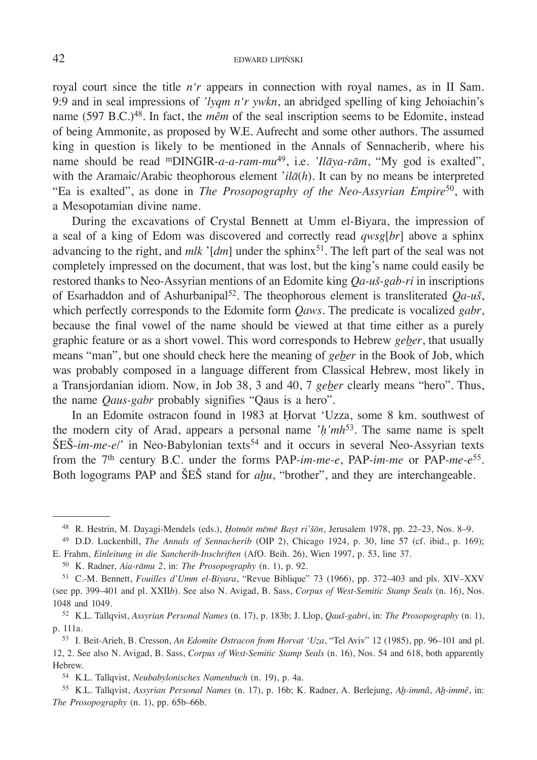royal court since the title *n'r* appears in connection with royal names, as in II Sam. 9:9 and in seal impressions of *'lyqm n'r ywkn*, an abridged spelling of king Jehoiachin's name (597 B.C.)[48]. In fact, the *mêm* of the seal inscription seems to be Edomite, instead of being Ammonite, as proposed by W.E. Aufrecht and some other authors. The assumed king in question is likely to be mentioned in the Annals of Sennacherib, where his name should be read ᵐDINGIR-*a-a-ram-mu*[49], i.e. *'Ilāya-rām*, "My god is exalted", with the Aramaic/Arabic theophorous element '*ilā*(*h*). It can by no means be interpreted "Ea is exalted", as done in *The Prosopography of the Neo-Assyrian Empire*[50], with a Mesopotamian divine name.

During the excavations of Crystal Bennett at Umm el-Biyara, the impression of a seal of a king of Edom was discovered and correctly read *qwsg*[*br*] above a sphinx advancing to the right, and *mlk* '[*dm*] under the sphinx[51]. The left part of the seal was not completely impressed on the document, that was lost, but the king's name could easily be restored thanks to Neo-Assyrian mentions of an Edomite king *Qa-uš-gab-ri* in inscriptions of Esarhaddon and of Ashurbanipal[52]. The theophorous element is transliterated *Qa-uš*, which perfectly corresponds to the Edomite form *Qaws*. The predicate is vocalized *gabr*, because the final vowel of the name should be viewed at that time either as a purely graphic feature or as a short vowel. This word corresponds to Hebrew *geḇer*, that usually means "man", but one should check here the meaning of *geḇer* in the Book of Job, which was probably composed in a language different from Classical Hebrew, most likely in a Transjordanian idiom. Now, in Job 38, 3 and 40, 7 *geḇer* clearly means "hero". Thus, the name *Qaus-gabr* probably signifies "Qaus is a hero".

In an Edomite ostracon found in 1983 at Ḥorvat 'Uzza, some 8 km. southwest of the modern city of Arad, appears a personal name '*ḥ'mh*[53]. The same name is spelt ŠEŠ-*im-me-e*/' in Neo-Babylonian texts[54] and it occurs in several Neo-Assyrian texts from the 7th century B.C. under the forms PAP-*im-me-e*, PAP-*im-me* or PAP-*me-e*[55]. Both logograms PAP and ŠEŠ stand for *aḫu*, "brother", and they are interchangeable.

---

[48] R. Hestrin, M. Dayagi-Mendels (eds.), *Ḥotmōt mēmē Bayt ri'šōn*, Jerusalem 1978, pp. 22–23, Nos. 8–9.

[49] D.D. Luckenbill, *The Annals of Sennacherib* (OIP 2), Chicago 1924, p. 30, line 57 (cf. ibid., p. 169); E. Frahm, *Einleitung in die Sancherib-Inschriften* (AfO. Beih. 26), Wien 1997, p. 53, line 37.

[50] K. Radner, *Aia-rāmu 2*, in: *The Prosopography* (n. 1), p. 92.

[51] C.-M. Bennett, *Fouilles d'Umm el-Biyara*, "Revue Biblique" 73 (1966), pp. 372–403 and pls. XIV–XXV (see pp. 399–401 and pl. XXII*b*). See also N. Avigad, B. Sass, *Corpus of West-Semitic Stamp Seals* (n. 16), Nos. 1048 and 1049.

[52] K.L. Tallqvist, *Assyrian Personal Names* (n. 17), p. 183b; J. Llop, *Qauš-gabri*, in: *The Prosopography* (n. 1), p. 111a.

[53] I. Beit-Arieh, B. Cresson, *An Edomite Ostracon from Horvat 'Uza*, "Tel Aviv" 12 (1985), pp. 96–101 and pl. 12, 2. See also N. Avigad, B. Sass, *Corpus of West-Semitic Stamp Seals* (n. 16), Nos. 54 and 618, both apparently Hebrew.

[54] K.L. Tallqvist, *Neubabylonisches Namenbuch* (n. 19), p. 4a.

[55] K.L. Tallqvist, *Assyrian Personal Names* (n. 17), p. 16b; K. Radner, A. Berlejung, *Aḫ-immâ*, *Aḫ-immê*, in: *The Prosopography* (n. 1), pp. 65b–66b.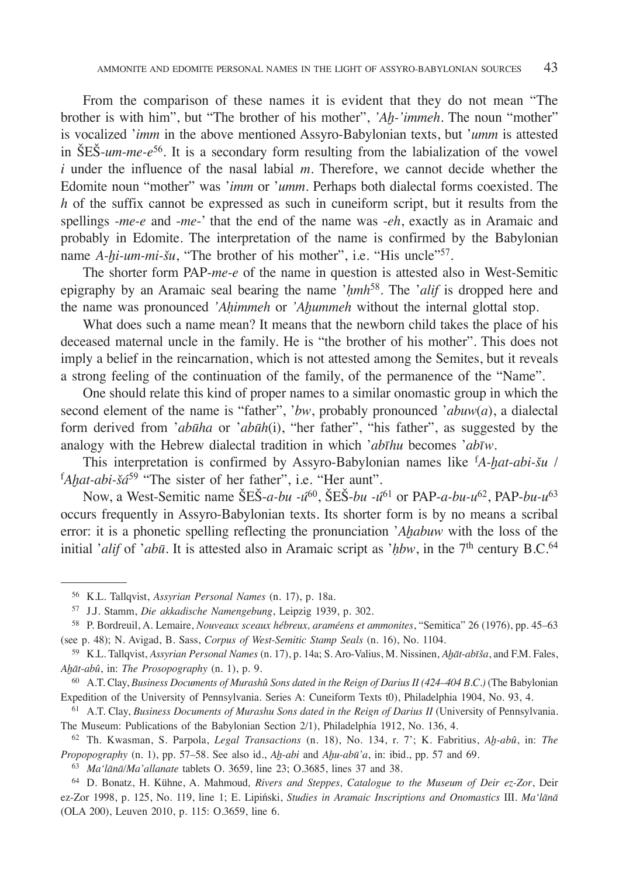From the comparison of these names it is evident that they do not mean "The brother is with him", but "The brother of his mother", *'Aḫ-'immeh*. The noun "mother" is vocalized '*imm* in the above mentioned Assyro-Babylonian texts, but '*umm* is attested in ŠEŠ-*um-me-e*[56]. It is a secondary form resulting from the labialization of the vowel *i* under the influence of the nasal labial *m*. Therefore, we cannot decide whether the Edomite noun "mother" was '*imm* or '*umm*. Perhaps both dialectal forms coexisted. The *h* of the suffix cannot be expressed as such in cuneiform script, but it results from the spellings *-me-e* and *-me-*' that the end of the name was *-eh*, exactly as in Aramaic and probably in Edomite. The interpretation of the name is confirmed by the Babylonian name *A-ḫi-um-mi-šu*, "The brother of his mother", i.e. "His uncle"[57].

The shorter form PAP-*me-e* of the name in question is attested also in West-Semitic epigraphy by an Aramaic seal bearing the name '*ḥmh*[58]. The '*alif* is dropped here and the name was pronounced *'Aḥimmeh* or *'Aḫummeh* without the internal glottal stop.

What does such a name mean? It means that the newborn child takes the place of his deceased maternal uncle in the family. He is "the brother of his mother". This does not imply a belief in the reincarnation, which is not attested among the Semites, but it reveals a strong feeling of the continuation of the family, of the permanence of the "Name".

One should relate this kind of proper names to a similar onomastic group in which the second element of the name is "father", '*bw*, probably pronounced '*abuw*(*a*), a dialectal form derived from '*abūha* or '*abūh*(i), "her father", "his father", as suggested by the analogy with the Hebrew dialectal tradition in which '*abīhu* becomes '*abīw*.

This interpretation is confirmed by Assyro-Babylonian names like ᶠ*A-ḫat-abi-šu* / ᶠ*Aḫat-abi-šá*[59] "The sister of her father", i.e. "Her aunt".

Now, a West-Semitic name ŠEŠ-*a-bu -ú*[60], ŠEŠ-*bu -ú*[61] or PAP-*a-bu-u*[62], PAP-*bu-u*[63] occurs frequently in Assyro-Babylonian texts. Its shorter form is by no means a scribal error: it is a phonetic spelling reflecting the pronunciation '*Aḫabuw* with the loss of the initial '*alif* of '*abū*. It is attested also in Aramaic script as '*ḥbw*, in the 7th century B.C.[64]

---

[56] K.L. Tallqvist, *Assyrian Personal Names* (n. 17), p. 18a.

[57] J.J. Stamm, *Die akkadische Namengebung*, Leipzig 1939, p. 302.

[58] P. Bordreuil, A. Lemaire, *Nouveaux sceaux hébreux, araméens et ammonites*, "Semitica" 26 (1976), pp. 45–63 (see p. 48); N. Avigad, B. Sass, *Corpus of West-Semitic Stamp Seals* (n. 16), No. 1104.

[59] K.L. Tallqvist, *Assyrian Personal Names* (n. 17), p. 14a; S. Aro-Valius, M. Nissinen, *Aḫāt-abīša*, and F.M. Fales, *Aḫāt-abû*, in: *The Prosopography* (n. 1), p. 9.

[60] A.T. Clay, *Business Documents of Murashû Sons dated in the Reign of Darius II (424–404 B.C.)* (The Babylonian Expedition of the University of Pennsylvania. Series A: Cuneiform Texts t0), Philadelphia 1904, No. 93, 4.

[61] A.T. Clay, *Business Documents of Murashu Sons dated in the Reign of Darius II* (University of Pennsylvania. The Museum: Publications of the Babylonian Section 2/1), Philadelphia 1912, No. 136, 4.

[62] Th. Kwasman, S. Parpola, *Legal Transactions* (n. 18), No. 134, r. 7'; K. Fabritius, *Aḫ-abû*, in: *The Propopography* (n. 1), pp. 57–58. See also id., *Aḫ-abi* and *Aḫu-abū'a*, in: ibid., pp. 57 and 69.

[63] *Ma'lānā*/*Ma'allanate* tablets O. 3659, line 23; O.3685, lines 37 and 38.

[64] D. Bonatz, H. Kühne, A. Mahmoud*, Rivers and Steppes, Catalogue to the Museum of Deir ez-Zor*, Deir ez-Zor 1998, p. 125, No. 119, line 1; E. Lipiński, *Studies in Aramaic Inscriptions and Onomastics* III. *Ma'lānā* (OLA 200), Leuven 2010, p. 115: O.3659, line 6.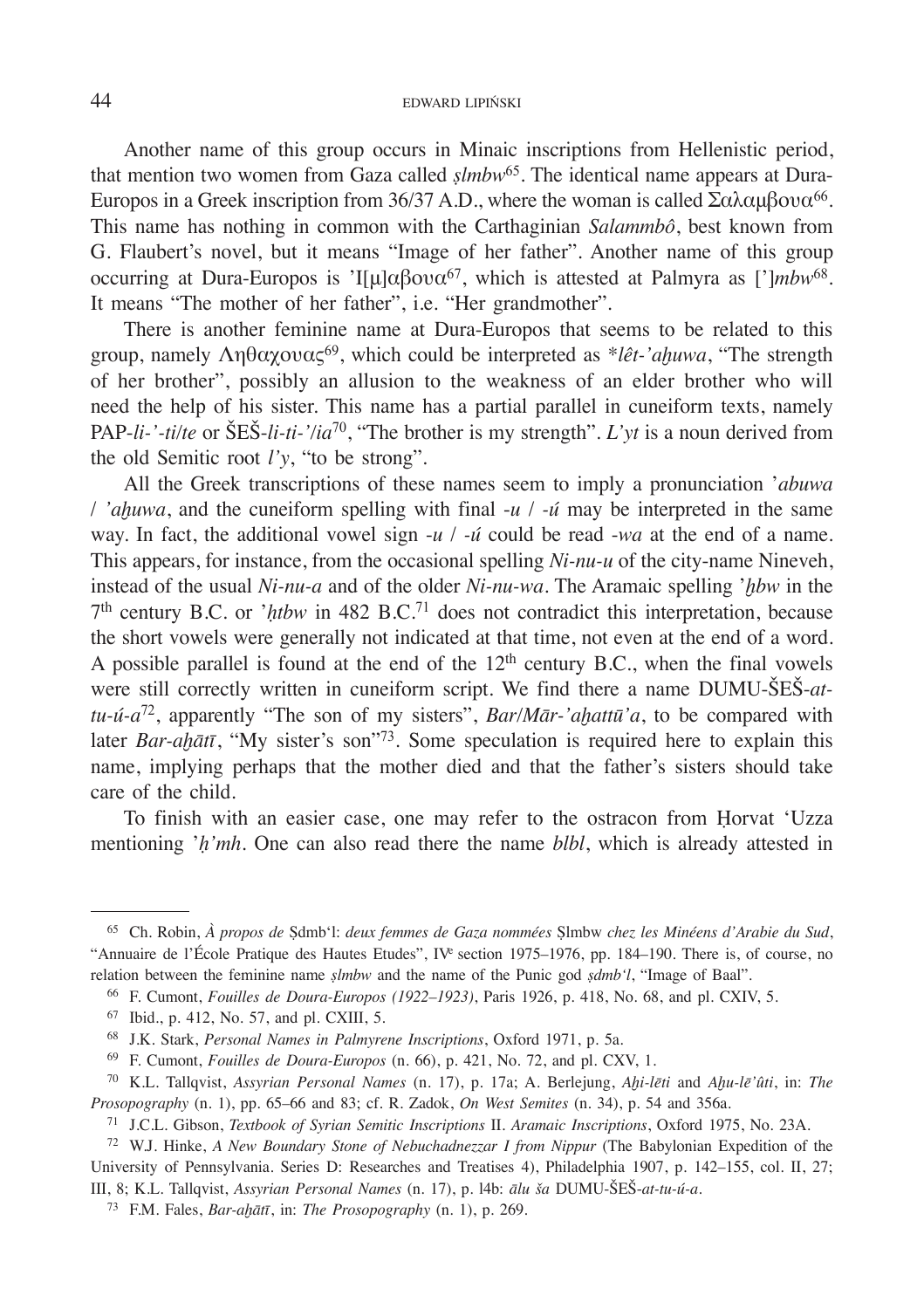Another name of this group occurs in Minaic inscriptions from Hellenistic period, that mention two women from Gaza called *ṣlmbw*[65]. The identical name appears at Dura-Europos in a Greek inscription from 36/37 A.D., where the woman is called Σαλαμβουα[66]. This name has nothing in common with the Carthaginian *Salammbô*, best known from G. Flaubert's novel, but it means "Image of her father". Another name of this group occurring at Dura-Europos is 'Ι[μ]αβουα[67], which is attested at Palmyra as [']*mbw*[68]. It means "The mother of her father", i.e. "Her grandmother".

There is another feminine name at Dura-Europos that seems to be related to this group, namely Ληθαχουας[69], which could be interpreted as *\*lêt-'aḫuwa*, "The strength of her brother", possibly an allusion to the weakness of an elder brother who will need the help of his sister. This name has a partial parallel in cuneiform texts, namely PAP-*li-'-ti/te* or ŠEŠ-*li-ti-'/ia*[70], "The brother is my strength". *L'yt* is a noun derived from the old Semitic root *l'y*, "to be strong".

All the Greek transcriptions of these names seem to imply a pronunciation *'abuwa* / *'aḫuwa*, and the cuneiform spelling with final *-u* / *-ú* may be interpreted in the same way. In fact, the additional vowel sign *-u* / *-ú* could be read *-wa* at the end of a name. This appears, for instance, from the occasional spelling *Ni-nu-u* of the city-name Nineveh, instead of the usual *Ni-nu-a* and of the older *Ni-nu-wa*. The Aramaic spelling *'ḫbw* in the 7th century B.C. or *'ḥtbw* in 482 B.C.[71] does not contradict this interpretation, because the short vowels were generally not indicated at that time, not even at the end of a word. A possible parallel is found at the end of the 12th century B.C., when the final vowels were still correctly written in cuneiform script. We find there a name DUMU-ŠEŠ-*at-tu-ú-a*[72], apparently "The son of my sisters", *Bar/Mār-'aḫattū'a*, to be compared with later *Bar-aḫātī*, "My sister's son"[73]. Some speculation is required here to explain this name, implying perhaps that the mother died and that the father's sisters should take care of the child.

To finish with an easier case, one may refer to the ostracon from Ḥorvat 'Uzza mentioning *'ḥ'mh*. One can also read there the name *blbl*, which is already attested in

---

[65] Ch. Robin, *À propos de* Ṣdmb'l: *deux femmes de Gaza nommées* Ṣlmbw *chez les Minéens d'Arabie du Sud*, "Annuaire de l'École Pratique des Hautes Etudes", IVe section 1975–1976, pp. 184–190. There is, of course, no relation between the feminine name *ṣlmbw* and the name of the Punic god *ṣdmb'l*, "Image of Baal".

[66] F. Cumont, *Fouilles de Doura-Europos (1922–1923)*, Paris 1926, p. 418, No. 68, and pl. CXIV, 5.

[67] Ibid., p. 412, No. 57, and pl. CXIII, 5.

[68] J.K. Stark, *Personal Names in Palmyrene Inscriptions*, Oxford 1971, p. 5a.

[69] F. Cumont, *Fouilles de Doura-Europos* (n. 66), p. 421, No. 72, and pl. CXV, 1.

[70] K.L. Tallqvist, *Assyrian Personal Names* (n. 17), p. 17a; A. Berlejung, *Aḫi-lēti* and *Aḫu-lē'ûti*, in: *The Prosopography* (n. 1), pp. 65–66 and 83; cf. R. Zadok, *On West Semites* (n. 34), p. 54 and 356a.

[71] J.C.L. Gibson, *Textbook of Syrian Semitic Inscriptions* II. *Aramaic Inscriptions*, Oxford 1975, No. 23A.

[72] W.J. Hinke, *A New Boundary Stone of Nebuchadnezzar I from Nippur* (The Babylonian Expedition of the University of Pennsylvania. Series D: Researches and Treatises 4), Philadelphia 1907, p. 142–155, col. II, 27; III, 8; K.L. Tallqvist, *Assyrian Personal Names* (n. 17), p. l4b: *ālu ša* DUMU-ŠEŠ-*at-tu-ú-a*.

[73] F.M. Fales, *Bar-aḫātī*, in: *The Prosopography* (n. 1), p. 269.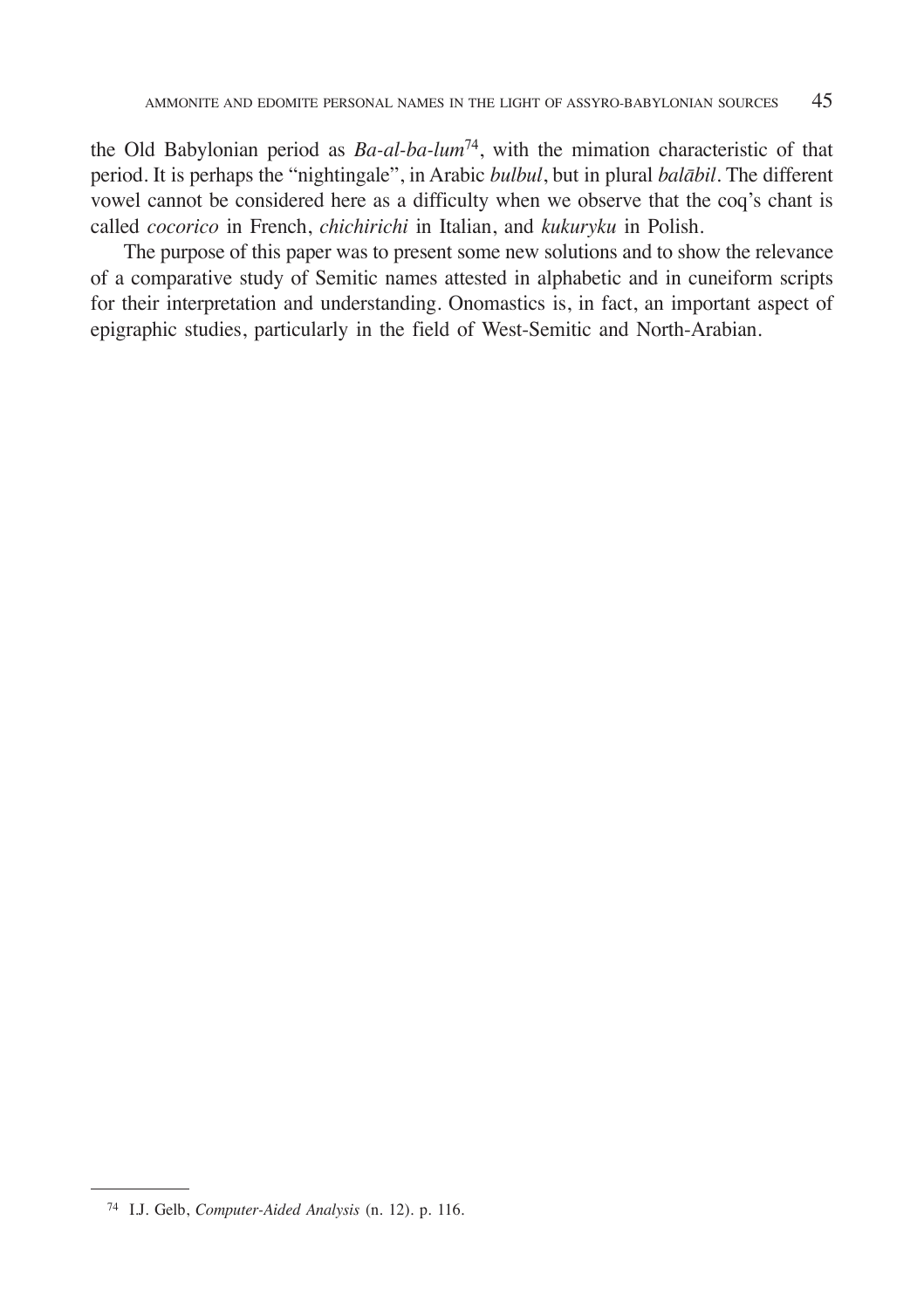the Old Babylonian period as *Ba-al-ba-lum*[74], with the mimation characteristic of that period. It is perhaps the "nightingale", in Arabic *bulbul*, but in plural *balābil*. The different vowel cannot be considered here as a difficulty when we observe that the coq's chant is called *cocorico* in French, *chichirichi* in Italian, and *kukuryku* in Polish.

The purpose of this paper was to present some new solutions and to show the relevance of a comparative study of Semitic names attested in alphabetic and in cuneiform scripts for their interpretation and understanding. Onomastics is, in fact, an important aspect of epigraphic studies, particularly in the field of West-Semitic and North-Arabian.

---

[74] I.J. Gelb, *Computer-Aided Analysis* (n. 12). p. 116.